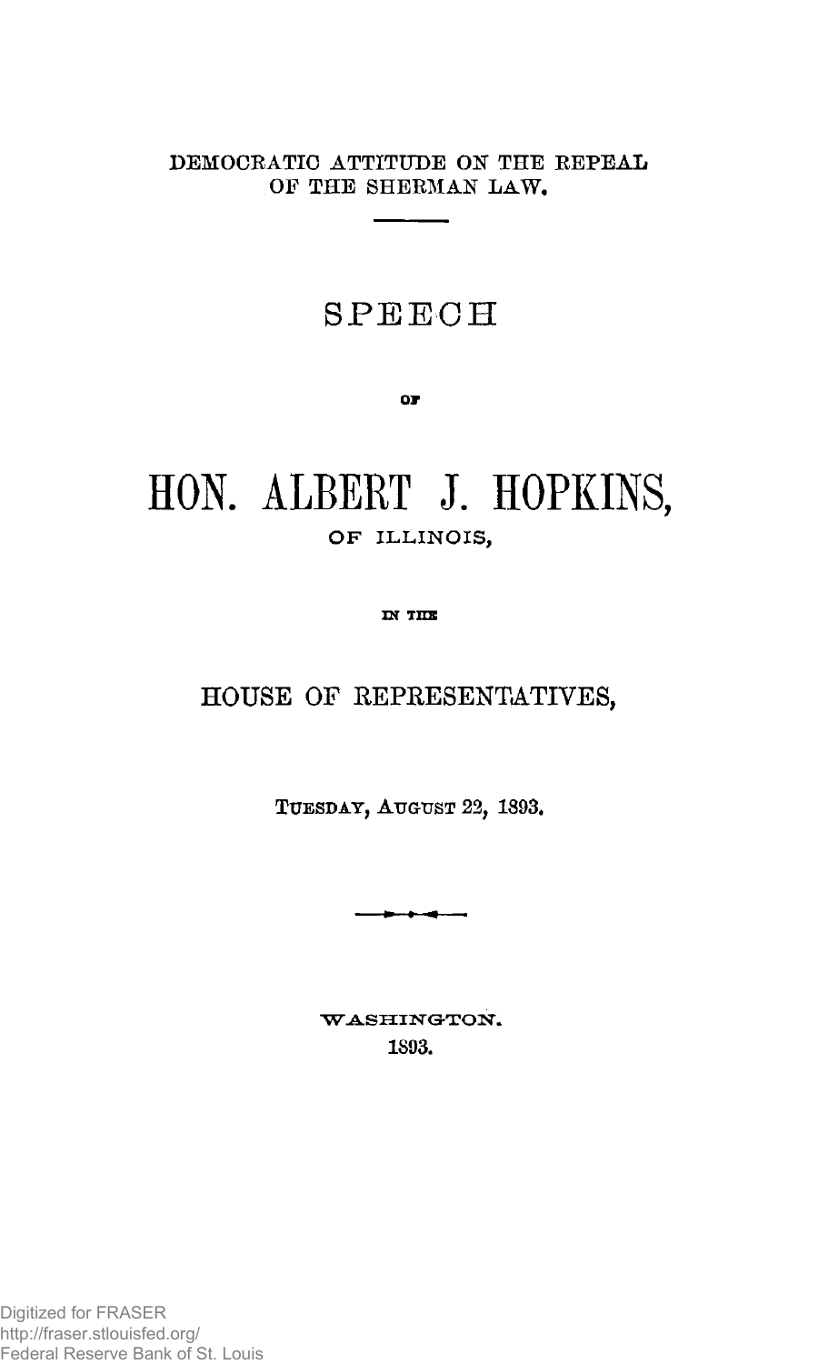DEMOCRATIC ATTITUDE ON THE REPEAL OF THE SHERMAN LAW.

# SPEECH

OF

# HON. ALBERT J. HOPKINS,

OF ILLINOIS,

IN THE

## HOUSE OF REPRESENTATIVES,

TUESDAY, AUGUST 22, 1893.

WASHINGTON.
1893.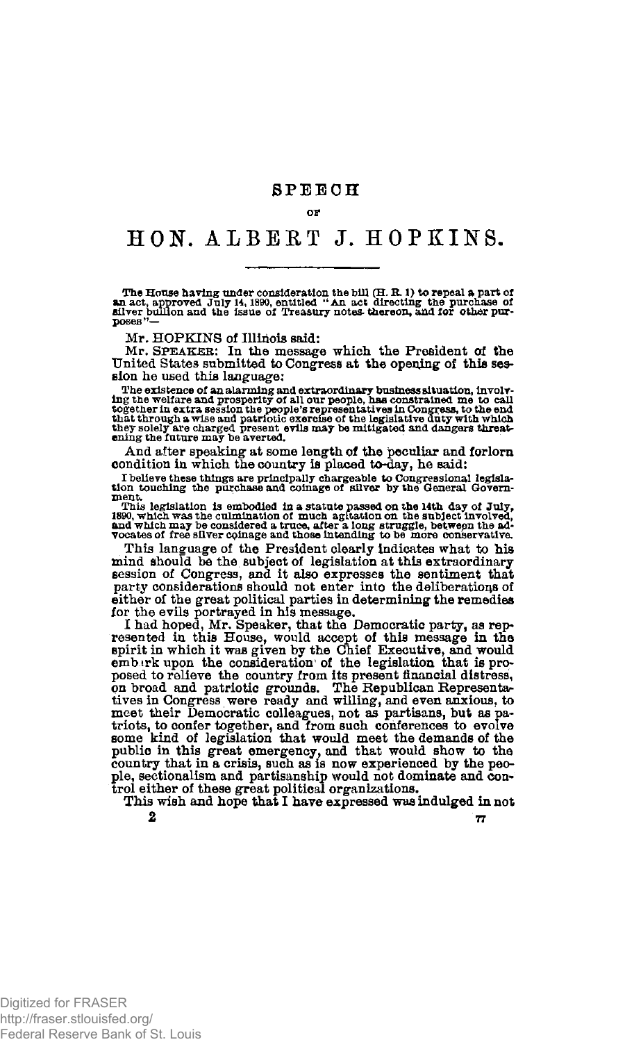# SPEECH

OF

# HON. ALBERT J. HOPKINS.

The House having under consideration the bill (H. R. 1) to repeal a part of an act, approved July 14, 1890, entitled "An act directing the purchase of silver bullion and the issue of Treasury notes thereon, and for other purposes"—

Mr. HOPKINS of Illinois said:

Mr. SPEAKER: In the message which the President of the United States submitted to Congress at the opening of this session he used this language:

> The existence of an alarming and extraordinary business situation, involving the welfare and prosperity of all our people, has constrained me to call together in extra session the people's representatives in Congress, to the end that through a wise and patriotic exercise of the legislative duty with which they solely are charged present evils may be mitigated and dangers threatening the future may be averted.

And after speaking at some length of the peculiar and forlorn condition in which the country is placed to-day, he said:

> I believe these things are principally chargeable to Congressional legislation touching the purchase and coinage of silver by the General Government.
>
> This legislation is embodied in a statute passed on the 14th day of July, 1890, which was the culmination of much agitation on the subject involved, and which may be considered a truce, after a long struggle, between the advocates of free silver coinage and those intending to be more conservative.

This language of the President clearly indicates what to his mind should be the subject of legislation at this extraordinary session of Congress, and it also expresses the sentiment that party considerations should not enter into the deliberations of either of the great political parties in determining the remedies for the evils portrayed in his message.

I had hoped, Mr. Speaker, that the Democratic party, as represented in this House, would accept of this message in the spirit in which it was given by the Chief Executive, and would embark upon the consideration of the legislation that is proposed to relieve the country from its present financial distress, on broad and patriotic grounds. The Republican Representatives in Congress were ready and willing, and even anxious, to meet their Democratic colleagues, not as partisans, but as patriots, to confer together, and from such conferences to evolve some kind of legislation that would meet the demands of the public in this great emergency, and that would show to the country that in a crisis, such as is now experienced by the people, sectionalism and partisanship would not dominate and control either of these great political organizations.

This wish and hope that I have expressed was indulged in not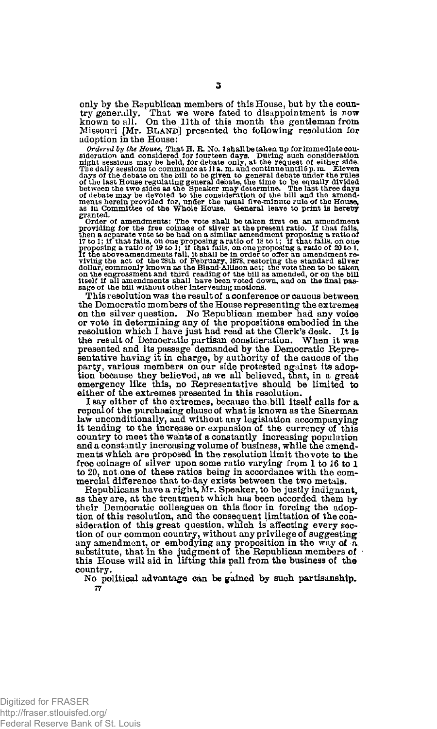only by the Republican members of this House, but by the country generally. That we were fated to disappointment is now known to all. On the 11th of this month the gentleman from Missouri [Mr. BLAND] presented the following resolution for adoption in the House:

*Ordered by the House*, That H. R. No. 1 shall be taken up for immediate consideration and considered for fourteen days. During such consideration night sessions may be held, for debate only, at the request of either side. The daily sessions to commence at 11 a. m. and continue until 5 p. m. Eleven days of the debate on the bill to be given to general debate under the rules of the last House regulating general debate, the time to be equally divided between the two sides as the Speaker may determine. The last three days of debate may be devoted to the consideration of the bill and the amendments herein provided for, under the usual five-minute rule of the House, as in Committee of the Whole House. General leave to print is hereby granted.

Order of amendments: The vote shall be taken first on an amendment providing for the free coinage of silver at the present ratio. If that fails, then a separate vote to be had on a similar amendment proposing a ratio of 17 to 1; if that fails, on one proposing a ratio of 18 to 1; if that fails, on one proposing a ratio of 19 to 1; if that fails, on one proposing a ratio of 20 to 1. If the above amendments fail, it shall be in order to offer an amendment reviving the act of the 28th of February, 1878, restoring the standard silver dollar, commonly known as the Bland-Allison act; the vote then to be taken on the engrossment and third reading of the bill as amended, or on the bill itself if all amendments shall have been voted down, and on the final passage of the bill without other intervening motions.

This resolution was the result of a conference or caucus between the Democratic members of the House representing the extremes on the silver question. No Republican member had any voice or vote in determining any of the propositions embodied in the resolution which I have just had read at the Clerk's desk. It is the result of Democratic partisan consideration. When it was presented and its passage demanded by the Democratic Representative having it in charge, by authority of the caucus of the party, various members on our side protested against its adoption because they believed, as we all believed, that, in a great emergency like this, no Representative should be limited to either of the extremes presented in this resolution.

I say either of the extremes, because the bill itself calls for a repeal of the purchasing clause of what is known as the Sherman law unconditionally, and without any legislation accompanying it tending to the increase or expansion of the currency of this country to meet the wants of a constantly increasing population and a constantly increasing volume of business, while the amendments which are proposed in the resolution limit the vote to the free coinage of silver upon some ratio varying from 1 to 16 to 1 to 20, not one of these ratios being in accordance with the commercial difference that to-day exists between the two metals.

Republicans have a right, Mr. Speaker, to be justly indignant, as they are, at the treatment which has been accorded them by their Democratic colleagues on this floor in forcing the adoption of this resolution, and the consequent limitation of the consideration of this great question, which is affecting every section of our common country, without any privilege of suggesting any amendment, or embodying any proposition in the way of a substitute, that in the judgment of the Republican members of this House will aid in lifting this pall from the business of the country.

No political advantage can be gained by such partisanship.

77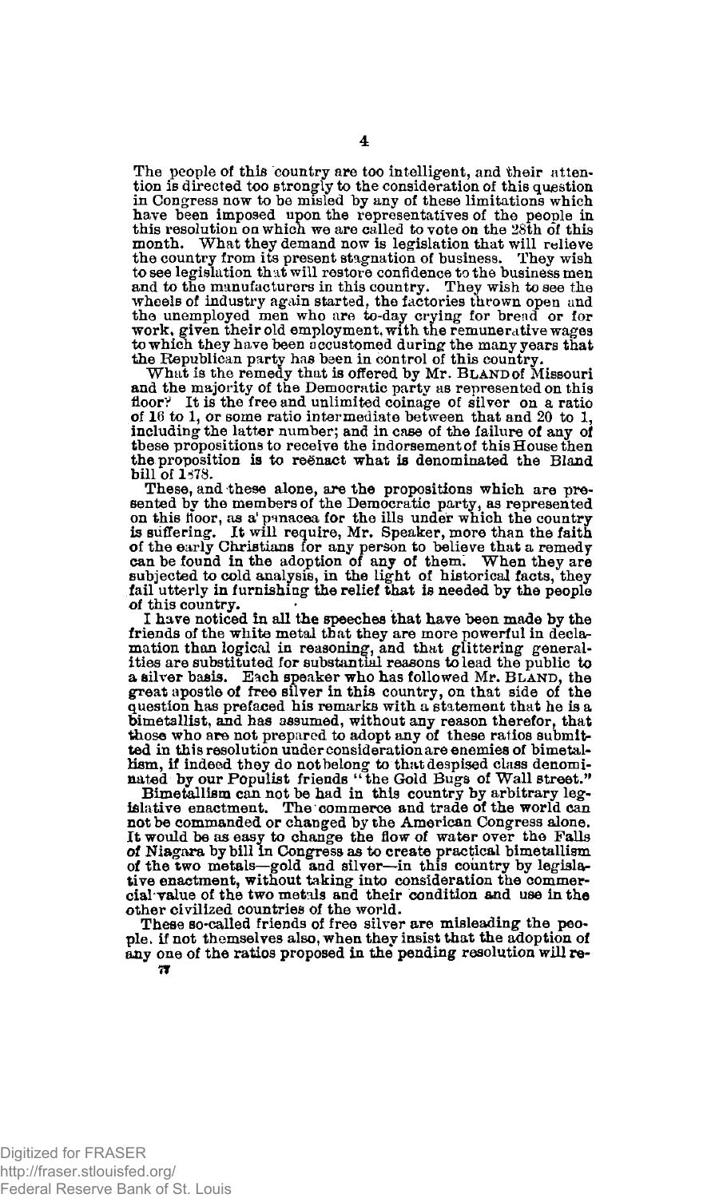The people of this country are too intelligent, and their attention is directed too strongly to the consideration of this question in Congress now to be misled by any of these limitations which have been imposed upon the representatives of the people in this resolution on which we are called to vote on the 28th of this month. What they demand now is legislation that will relieve the country from its present stagnation of business. They wish to see legislation that will restore confidence to the business men and to the manufacturers in this country. They wish to see the wheels of industry again started, the factories thrown open and the unemployed men who are to-day crying for bread or for work, given their old employment, with the remunerative wages to which they have been accustomed during the many years that the Republican party has been in control of this country.

What is the remedy that is offered by Mr. BLAND of Missouri and the majority of the Democratic party as represented on this floor? It is the free and unlimited coinage of silver on a ratio of 16 to 1, or some ratio intermediate between that and 20 to 1, including the latter number; and in case of the failure of any of these propositions to receive the indorsement of this House then the proposition is to reënact what is denominated the Bland bill of 1878.

These, and these alone, are the propositions which are presented by the members of the Democratic party, as represented on this floor, as a panacea for the ills under which the country is suffering. It will require, Mr. Speaker, more than the faith of the early Christians for any person to believe that a remedy can be found in the adoption of any of them. When they are subjected to cold analysis, in the light of historical facts, they fail utterly in furnishing the relief that is needed by the people of this country.

I have noticed in all the speeches that have been made by the friends of the white metal that they are more powerful in declamation than logical in reasoning, and that glittering generalities are substituted for substantial reasons to lead the public to a silver basis. Each speaker who has followed Mr. BLAND, the great apostle of free silver in this country, on that side of the question has prefaced his remarks with a statement that he is a bimetallist, and has assumed, without any reason therefor, that those who are not prepared to adopt any of these ratios submitted in this resolution under consideration are enemies of bimetallism, if indeed they do not belong to that despised class denominated by our Populist friends "the Gold Bugs of Wall street."

Bimetallism can not be had in this country by arbitrary legislative enactment. The commerce and trade of the world can not be commanded or changed by the American Congress alone. It would be as easy to change the flow of water over the Falls of Niagara by bill in Congress as to create practical bimetallism of the two metals—gold and silver—in this country by legislative enactment, without taking into consideration the commercial value of the two metals and their condition and use in the other civilized countries of the world.

These so-called friends of free silver are misleading the people, if not themselves also, when they insist that the adoption of any one of the ratios proposed in the pending resolution will re-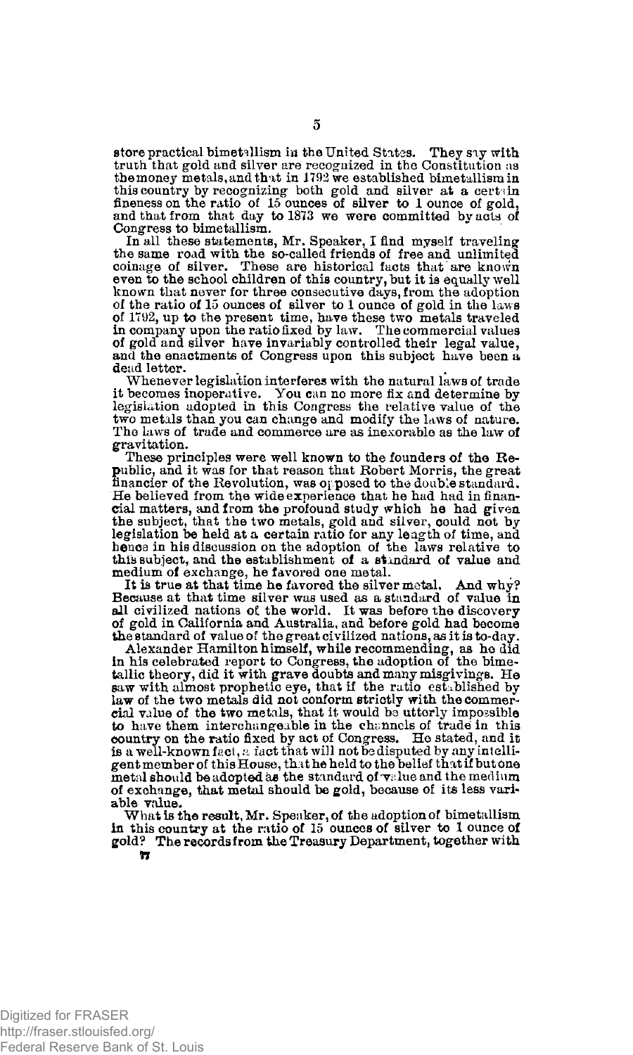store practical bimetallism in the United States. They say with truth that gold and silver are recognized in the Constitution as the money metals, and that in 1792 we established bimetallism in this country by recognizing both gold and silver at a certain fineness on the ratio of 15 ounces of silver to 1 ounce of gold, and that from that day to 1873 we were committed by acts of Congress to bimetallism.

In all these statements, Mr. Speaker, I find myself traveling the same road with the so-called friends of free and unlimited coinage of silver. These are historical facts that are known even to the school children of this country, but it is equally well known that never for three consecutive days, from the adoption of the ratio of 15 ounces of silver to 1 ounce of gold in the laws of 1792, up to the present time, have these two metals traveled in company upon the ratio fixed by law. The commercial values of gold and silver have invariably controlled their legal value, and the enactments of Congress upon this subject have been a dead letter.

Whenever legislation interferes with the natural laws of trade it becomes inoperative. You can no more fix and determine by legislation adopted in this Congress the relative value of the two metals than you can change and modify the laws of nature. The laws of trade and commerce are as inexorable as the law of gravitation.

These principles were well known to the founders of the Republic, and it was for that reason that Robert Morris, the great financier of the Revolution, was opposed to the double standard. He believed from the wide experience that he had had in financial matters, and from the profound study which he had given the subject, that the two metals, gold and silver, could not by legislation be held at a certain ratio for any length of time, and hence in his discussion on the adoption of the laws relative to this subject, and the establishment of a standard of value and medium of exchange, he favored one metal.

It is true at that time he favored the silver metal. And why? Because at that time silver was used as a standard of value in all civilized nations of the world. It was before the discovery of gold in California and Australia, and before gold had become the standard of value of the great civilized nations, as it is to-day.

Alexander Hamilton himself, while recommending, as he did in his celebrated report to Congress, the adoption of the bimetallic theory, did it with grave doubts and many misgivings. He saw with almost prophetic eye, that if the ratio established by law of the two metals did not conform strictly with the commercial value of the two metals, that it would be utterly impossible to have them interchangeable in the channels of trade in this country on the ratio fixed by act of Congress. He stated, and it is a well-known fact, a fact that will not be disputed by any intelligent member of this House, that he held to the belief that if but one metal should be adopted as the standard of value and the medium of exchange, that metal should be gold, because of its less variable value.

What is the result, Mr. Speaker, of the adoption of bimetallism in this country at the ratio of 15 ounces of silver to 1 ounce of gold? The records from the Treasury Department, together with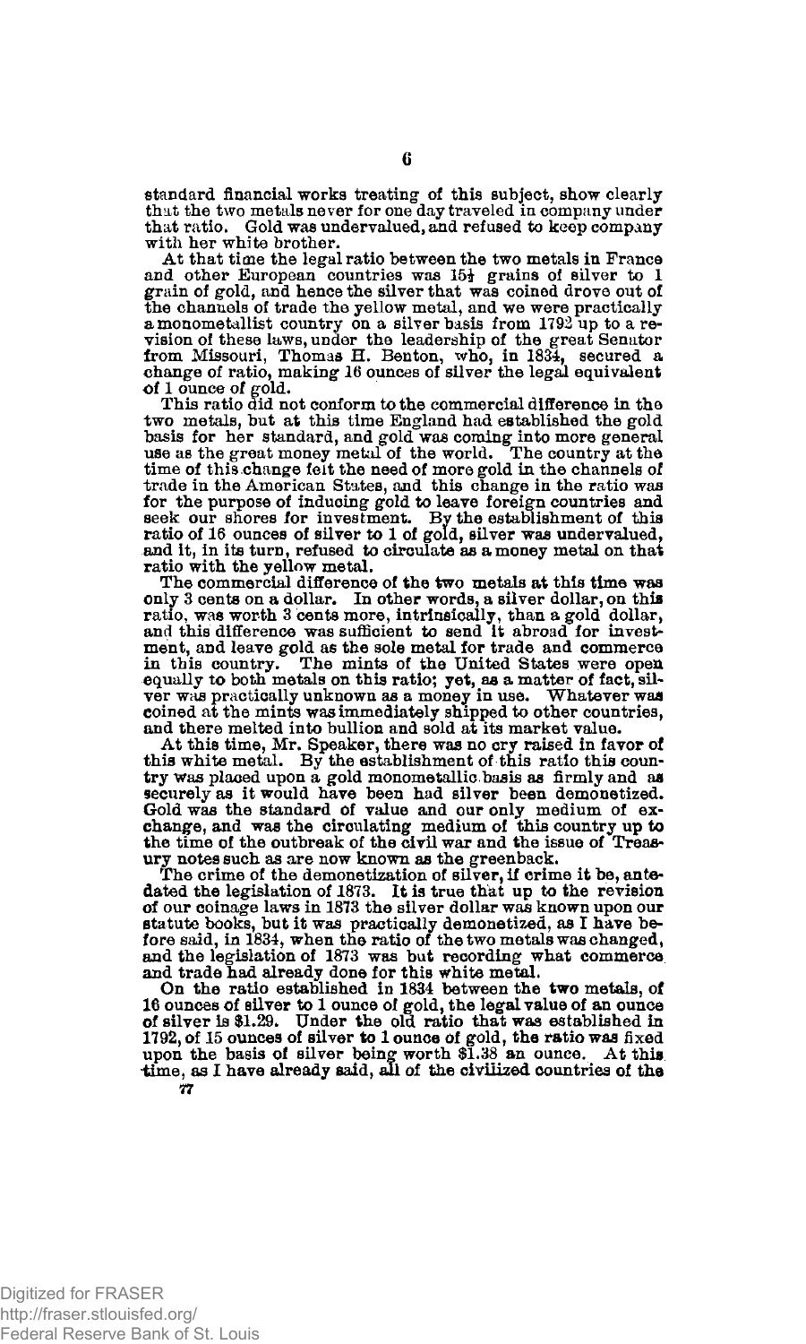standard financial works treating of this subject, show clearly that the two metals never for one day traveled in company under that ratio. Gold was undervalued, and refused to keep company with her white brother.

At that time the legal ratio between the two metals in France and other European countries was 15½ grains of silver to 1 grain of gold, and hence the silver that was coined drove out of the channels of trade the yellow metal, and we were practically a monometallist country on a silver basis from 1792 up to a revision of these laws, under the leadership of the great Senator from Missouri, Thomas H. Benton, who, in 1834, secured a change of ratio, making 16 ounces of silver the legal equivalent of 1 ounce of gold.

This ratio did not conform to the commercial difference in the two metals, but at this time England had established the gold basis for her standard, and gold was coming into more general use as the great money metal of the world. The country at the time of this change felt the need of more gold in the channels of trade in the American States, and this change in the ratio was for the purpose of inducing gold to leave foreign countries and seek our shores for investment. By the establishment of this ratio of 16 ounces of silver to 1 of gold, silver was undervalued, and it, in its turn, refused to circulate as a money metal on that ratio with the yellow metal.

The commercial difference of the two metals at this time was only 3 cents on a dollar. In other words, a silver dollar, on this ratio, was worth 3 cents more, intrinsically, than a gold dollar, and this difference was sufficient to send it abroad for investment, and leave gold as the sole metal for trade and commerce in this country. The mints of the United States were open equally to both metals on this ratio; yet, as a matter of fact, silver was practically unknown as a money in use. Whatever was coined at the mints was immediately shipped to other countries, and there melted into bullion and sold at its market value.

At this time, Mr. Speaker, there was no cry raised in favor of this white metal. By the establishment of this ratio this country was placed upon a gold monometallic basis as firmly and as securely as it would have been had silver been demonetized. Gold was the standard of value and our only medium of exchange, and was the circulating medium of this country up to the time of the outbreak of the civil war and the issue of Treasury notes such as are now known as the greenback.

The crime of the demonetization of silver, if crime it be, antedated the legislation of 1873. It is true that up to the revision of our coinage laws in 1873 the silver dollar was known upon our statute books, but it was practically demonetized, as I have before said, in 1834, when the ratio of the two metals was changed, and the legislation of 1873 was but recording what commerce and trade had already done for this white metal.

On the ratio established in 1834 between the two metals, of 16 ounces of silver to 1 ounce of gold, the legal value of an ounce of silver is $1.29. Under the old ratio that was established in 1792, of 15 ounces of silver to 1 ounce of gold, the ratio was fixed upon the basis of silver being worth $1.38 an ounce. At this time, as I have already said, all of the civilized countries of the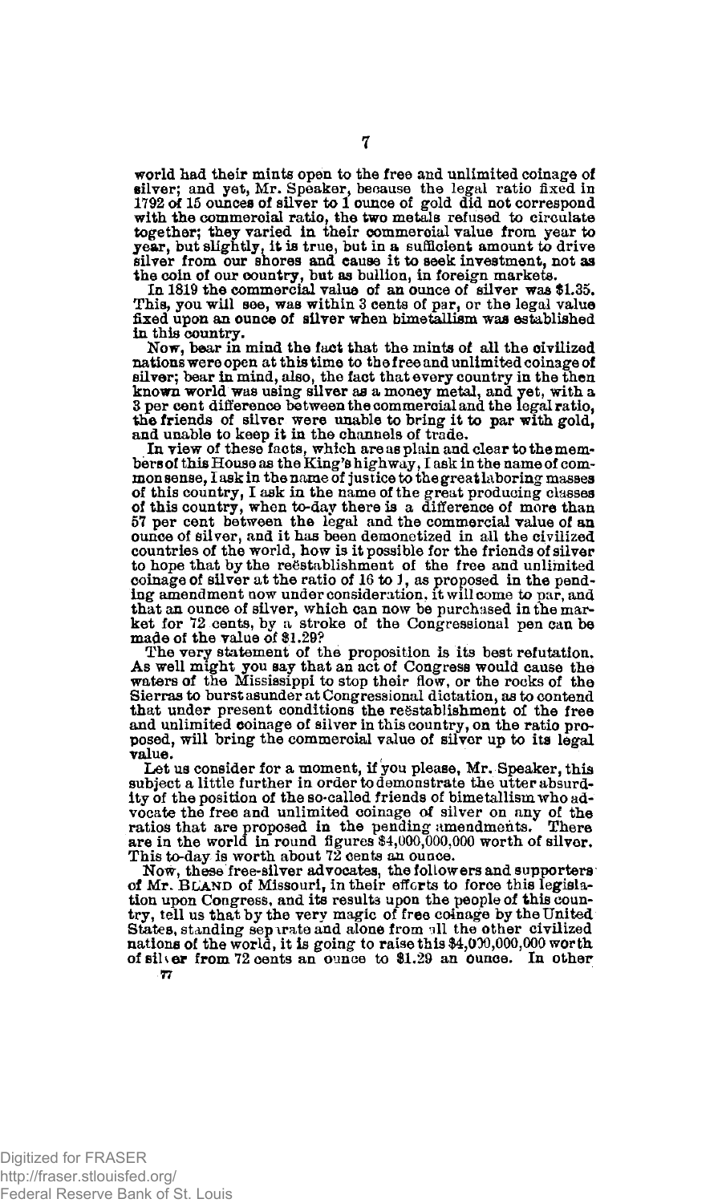world had their mints open to the free and unlimited coinage of silver; and yet, Mr. Speaker, because the legal ratio fixed in 1792 of 15 ounces of silver to 1 ounce of gold did not correspond with the commercial ratio, the two metals refused to circulate together; they varied in their commercial value from year to year, but slightly, it is true, but in a sufficient amount to drive silver from our shores and cause it to seek investment, not as the coin of our country, but as bullion, in foreign markets.

In 1819 the commercial value of an ounce of silver was $1.35. This, you will see, was within 3 cents of par, or the legal value fixed upon an ounce of silver when bimetallism was established in this country.

Now, bear in mind the fact that the mints of all the civilized nations were open at this time to the free and unlimited coinage of silver; bear in mind, also, the fact that every country in the then known world was using silver as a money metal, and yet, with a 3 per cent difference between the commercial and the legal ratio, the friends of silver were unable to bring it to par with gold, and unable to keep it in the channels of trade.

In view of these facts, which are as plain and clear to the members of this House as the King's highway, I ask in the name of common sense, I ask in the name of justice to the great laboring masses of this country, I ask in the name of the great producing classes of this country, when to-day there is a difference of more than 57 per cent between the legal and the commercial value of an ounce of silver, and it has been demonetized in all the civilized countries of the world, how is it possible for the friends of silver to hope that by the reëstablishment of the free and unlimited coinage of silver at the ratio of 16 to 1, as proposed in the pending amendment now under consideration, it will come to par, and that an ounce of silver, which can now be purchased in the market for 72 cents, by a stroke of the Congressional pen can be made of the value of $1.29?

The very statement of the proposition is its best refutation. As well might you say that an act of Congress would cause the waters of the Mississippi to stop their flow, or the rocks of the Sierras to burst asunder at Congressional dictation, as to contend that under present conditions the reëstablishment of the free and unlimited coinage of silver in this country, on the ratio proposed, will bring the commercial value of silver up to its legal value.

Let us consider for a moment, if you please, Mr. Speaker, this subject a little further in order to demonstrate the utter absurdity of the position of the so-called friends of bimetallism who advocate the free and unlimited coinage of silver on any of the ratios that are proposed in the pending amendments. There are in the world in round figures $4,000,000,000 worth of silver. This to-day is worth about 72 cents an ounce.

Now, these free-silver advocates, the followers and supporters of Mr. BLAND of Missouri, in their efforts to force this legislation upon Congress, and its results upon the people of this country, tell us that by the very magic of free coinage by the United States, standing separate and alone from all the other civilized nations of the world, it is going to raise this $4,000,000,000 worth of silver from 72 cents an ounce to $1.29 an ounce. In other

77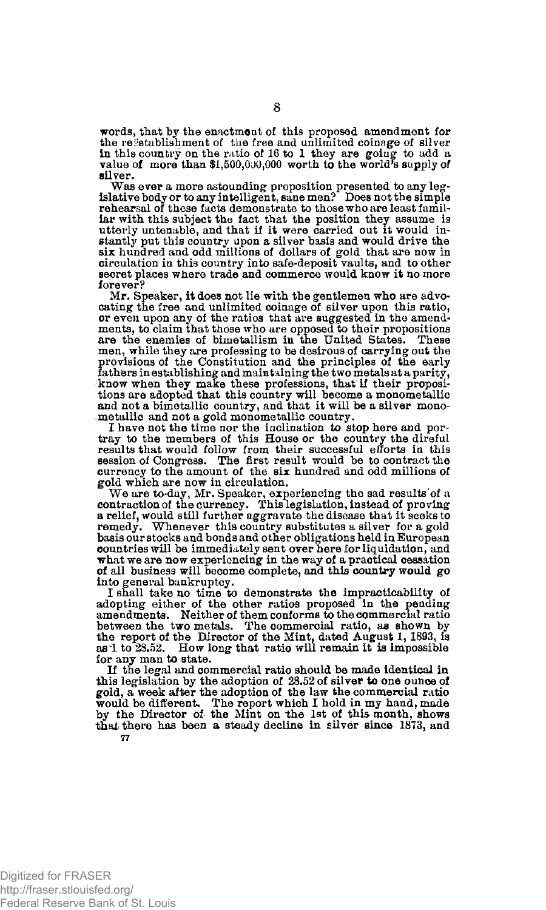words, that by the enactment of this proposed amendment for the reëstablishment of the free and unlimited coinage of silver in this country on the ratio of 16 to 1 they are going to add a value of more than $1,500,000,000 worth to the world's supply of silver.

Was ever a more astounding proposition presented to any legislative body or to any intelligent, sane men? Does not the simple rehearsal of these facts demonstrate to those who are least familiar with this subject the fact that the position they assume is utterly untenable, and that if it were carried out it would instantly put this country upon a silver basis and would drive the six hundred and odd millions of dollars of gold that are now in circulation in this country into safe-deposit vaults, and to other secret places where trade and commerce would know it no more forever?

Mr. Speaker, it does not lie with the gentlemen who are advocating the free and unlimited coinage of silver upon this ratio, or even upon any of the ratios that are suggested in the amendments, to claim that those who are opposed to their propositions are the enemies of bimetallism in the United States. These men, while they are professing to be desirous of carrying out the provisions of the Constitution and the principles of the early fathers in establishing and maintaining the two metals at a parity, know when they make these professions, that if their propositions are adopted that this country will become a monometallic and not a bimetallic country, and that it will be a silver monometallic and not a gold monometallic country.

I have not the time nor the inclination to stop here and portray to the members of this House or the country the direful results that would follow from their successful efforts in this session of Congress. The first result would be to contract the currency to the amount of the six hundred and odd millions of gold which are now in circulation.

We are to-day, Mr. Speaker, experiencing the sad results of a contraction of the currency. This legislation, instead of proving a relief, would still further aggravate the disease that it seeks to remedy. Whenever this country substitutes a silver for a gold basis our stocks and bonds and other obligations held in European countries will be immediately sent over here for liquidation, and what we are now experiencing in the way of a practical cessation of all business will become complete, and this country would go into general bankruptcy.

I shall take no time to demonstrate the impracticability of adopting either of the other ratios proposed in the pending amendments. Neither of them conforms to the commercial ratio between the two metals. The commercial ratio, as shown by the report of the Director of the Mint, dated August 1, 1893, is as 1 to 28.52. How long that ratio will remain it is impossible for any man to state.

If the legal and commercial ratio should be made identical in this legislation by the adoption of 28.52 of silver to one ounce of gold, a week after the adoption of the law the commercial ratio would be different. The report which I hold in my hand, made by the Director of the Mint on the 1st of this month, shows that there has been a steady decline in silver since 1873, and

77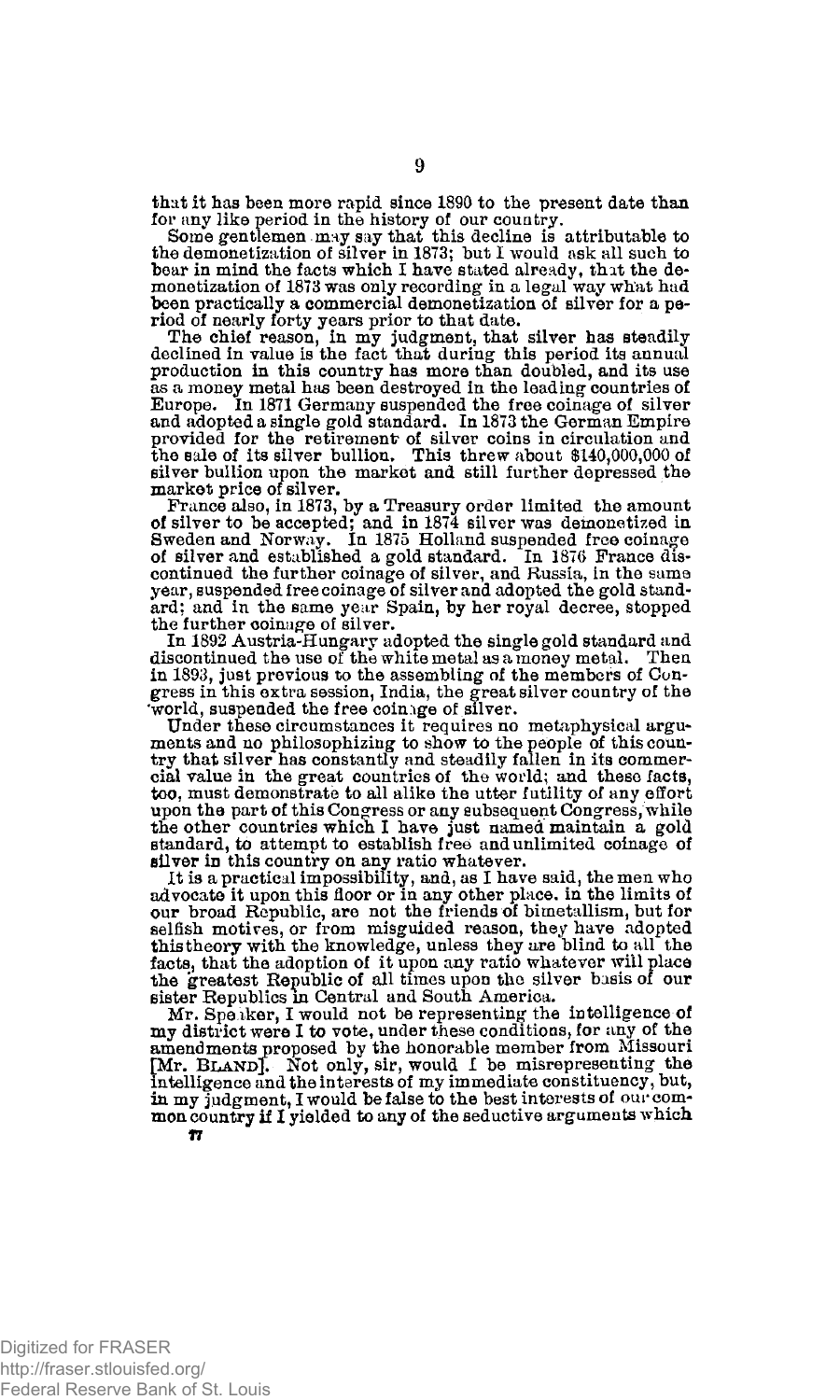that it has been more rapid since 1890 to the present date than for any like period in the history of our country.

Some gentlemen may say that this decline is attributable to the demonetization of silver in 1873; but I would ask all such to bear in mind the facts which I have stated already, that the demonetization of 1873 was only recording in a legal way what had been practically a commercial demonetization of silver for a period of nearly forty years prior to that date.

The chief reason, in my judgment, that silver has steadily declined in value is the fact that during this period its annual production in this country has more than doubled, and its use as a money metal has been destroyed in the leading countries of Europe. In 1871 Germany suspended the free coinage of silver and adopted a single gold standard. In 1873 the German Empire provided for the retirement of silver coins in circulation and the sale of its silver bullion. This threw about $140,000,000 of silver bullion upon the market and still further depressed the market price of silver.

France also, in 1873, by a Treasury order limited the amount of silver to be accepted; and in 1874 silver was demonetized in Sweden and Norway. In 1875 Holland suspended free coinage of silver and established a gold standard. In 1876 France discontinued the further coinage of silver, and Russia, in the same year, suspended free coinage of silver and adopted the gold standard; and in the same year Spain, by her royal decree, stopped the further coinage of silver.

In 1892 Austria-Hungary adopted the single gold standard and discontinued the use of the white metal as a money metal. Then in 1893, just previous to the assembling of the members of Congress in this extra session, India, the great silver country of the world, suspended the free coinage of silver.

Under these circumstances it requires no metaphysical arguments and no philosophizing to show to the people of this country that silver has constantly and steadily fallen in its commercial value in the great countries of the world; and these facts, too, must demonstrate to all alike the utter futility of any effort upon the part of this Congress or any subsequent Congress, while the other countries which I have just named maintain a gold standard, to attempt to establish free and unlimited coinage of silver in this country on any ratio whatever.

It is a practical impossibility, and, as I have said, the men who advocate it upon this floor or in any other place, in the limits of our broad Republic, are not the friends of bimetallism, but for selfish motives, or from misguided reason, they have adopted this theory with the knowledge, unless they are blind to all the facts, that the adoption of it upon any ratio whatever will place the greatest Republic of all times upon the silver basis of our sister Republics in Central and South America.

Mr. Speaker, I would not be representing the intelligence of my district were I to vote, under these conditions, for any of the amendments proposed by the honorable member from Missouri [Mr. BLAND]. Not only, sir, would I be misrepresenting the intelligence and the interests of my immediate constituency, but, in my judgment, I would be false to the best interests of our common country if I yielded to any of the seductive arguments which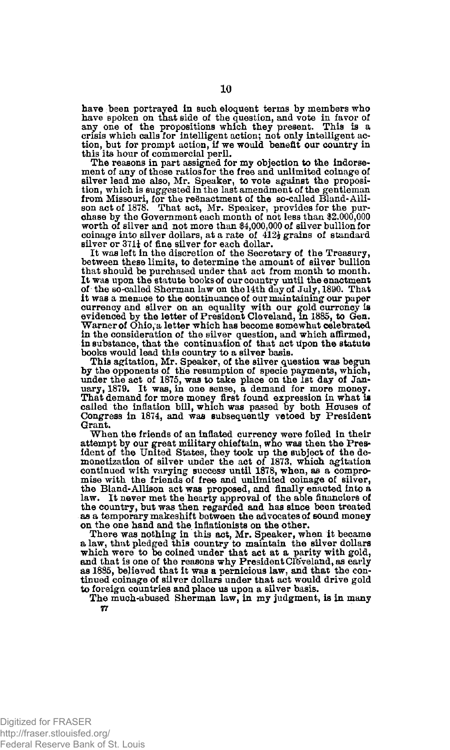have been portrayed in such eloquent terms by members who have spoken on that side of the question, and vote in favor of any one of the propositions which they present. This is a crisis which calls for intelligent action; not only intelligent action, but for prompt action, if we would benefit our country in this its hour of commercial peril.

The reasons in part assigned for my objection to the indorsement of any of these ratios for the free and unlimited coinage of silver lead me also, Mr. Speaker, to vote against the proposition, which is suggested in the last amendment of the gentleman from Missouri, for the reënactment of the so-called Bland-Allison act of 1878. That act, Mr. Speaker, provides for the purchase by the Government each month of not less than $2,000,000 worth of silver and not more than $4,000,000 of silver bullion for coinage into silver dollars, at a rate of 412½ grains of standard silver or 371¼ of fine silver for each dollar.

It was left in the discretion of the Secretary of the Treasury, between these limits, to determine the amount of silver bullion that should be purchased under that act from month to month. It was upon the statute books of our country until the enactment of the so-called Sherman law on the 14th day of July, 1890. That it was a menace to the continuance of our maintaining our paper currency and silver on an equality with our gold currency is evidenced by the letter of President Cleveland, in 1885, to Gen. Warner of Ohio, a letter which has become somewhat celebrated in the consideration of the silver question, and which affirmed, in substance, that the continuation of that act upon the statute books would lead this country to a silver basis.

This agitation, Mr. Speaker, of the silver question was begun by the opponents of the resumption of specie payments, which, under the act of 1875, was to take place on the 1st day of January, 1879. It was, in one sense, a demand for more money. That demand for more money first found expression in what is called the inflation bill, which was passed by both Houses of Congress in 1874, and was subsequently vetoed by President Grant.

When the friends of an inflated currency were foiled in their attempt by our great military chieftain, who was then the President of the United States, they took up the subject of the demonetization of silver under the act of 1873, which agitation continued with varying success until 1878, when, as a compromise with the friends of free and unlimited coinage of silver, the Bland-Allison act was proposed, and finally enacted into a law. It never met the hearty approval of the able financiers of the country, but was then regarded and has since been treated as a temporary makeshift between the advocates of sound money on the one hand and the inflationists on the other.

There was nothing in this act, Mr. Speaker, when it became a law, that pledged this country to maintain the silver dollars which were to be coined under that act at a parity with gold, and that is one of the reasons why President Cleveland, as early as 1885, believed that it was a pernicious law, and that the continued coinage of silver dollars under that act would drive gold to foreign countries and place us upon a silver basis.

The much-abused Sherman law, in my judgment, is in many

77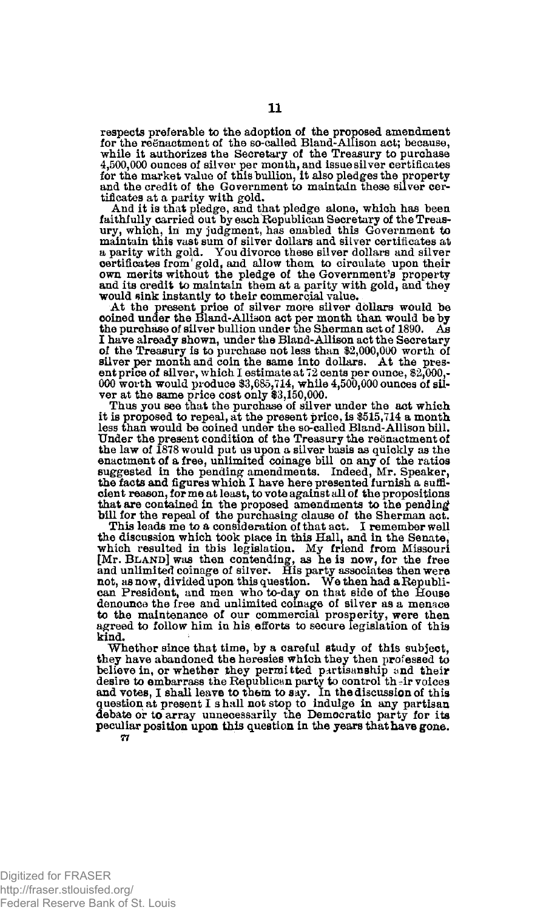respects preferable to the adoption of the proposed amendment for the reënactment of the so-called Bland-Allison act; because, while it authorizes the Secretary of the Treasury to purchase 4,500,000 ounces of silver per month, and issue silver certificates for the market value of this bullion, it also pledges the property and the credit of the Government to maintain these silver certificates at a parity with gold.

And it is that pledge, and that pledge alone, which has been faithfully carried out by each Republican Secretary of the Treasury, which, in my judgment, has enabled this Government to maintain this vast sum of silver dollars and silver certificates at a parity with gold. You divorce these silver dollars and silver certificates from gold, and allow them to circulate upon their own merits without the pledge of the Government's property and its credit to maintain them at a parity with gold, and they would sink instantly to their commercial value.

At the present price of silver more silver dollars would be coined under the Bland-Allison act per month than would be by the purchase of silver bullion under the Sherman act of 1890. As I have already shown, under the Bland-Allison act the Secretary of the Treasury is to purchase not less than $2,000,000 worth of silver per month and coin the same into dollars. At the present price of silver, which I estimate at 72 cents per ounce, $2,000,000 worth would produce $3,665,714, while 4,500,000 ounces of silver at the same price cost only $3,150,000.

Thus you see that the purchase of silver under the act which it is proposed to repeal, at the present price, is $515,714 a month less than would be coined under the so-called Bland-Allison bill. Under the present condition of the Treasury the reënactment of the law of 1878 would put us upon a silver basis as quickly as the enactment of a free, unlimited coinage bill on any of the ratios suggested in the pending amendments. Indeed, Mr. Speaker, the facts and figures which I have here presented furnish a sufficient reason, for me at least, to vote against all of the propositions that are contained in the proposed amendments to the pending bill for the repeal of the purchasing clause of the Sherman act.

This leads me to a consideration of that act. I remember well the discussion which took place in this Hall, and in the Senate, which resulted in this legislation. My friend from Missouri [Mr. BLAND] was then contending, as he is now, for the free and unlimited coinage of silver. His party associates then were not, as now, divided upon this question. We then had a Republican President, and men who to-day on that side of the House denounce the free and unlimited coinage of silver as a menace to the maintenance of our commercial prosperity, were then agreed to follow him in his efforts to secure legislation of this kind.

Whether since that time, by a careful study of this subject, they have abandoned the heresies which they then professed to believe in, or whether they permitted partisanship and their desire to embarrass the Republican party to control their voices and votes, I shall leave to them to say. In the discussion of this question at present I shall not stop to indulge in any partisan debate or to array unnecessarily the Democratic party for its peculiar position upon this question in the years that have gone.

77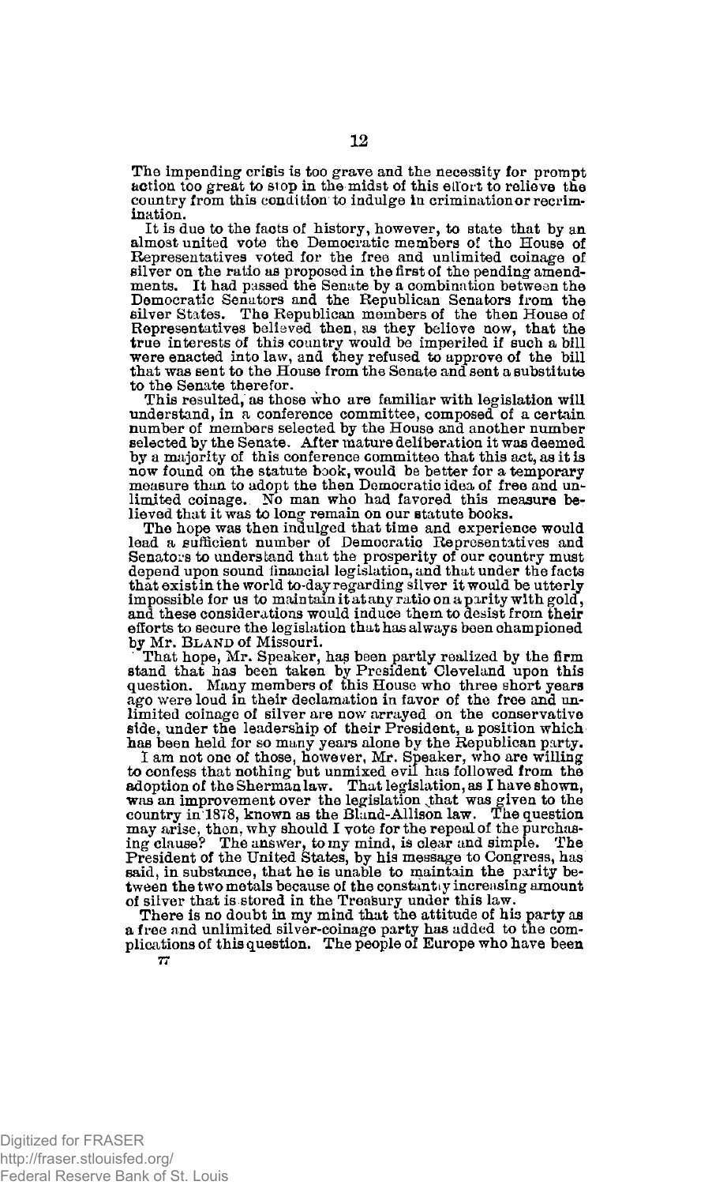The impending crisis is too grave and the necessity for prompt action too great to stop in the midst of this effort to relieve the country from this condition to indulge in crimination or recrimination.

It is due to the facts of history, however, to state that by an almost united vote the Democratic members of the House of Representatives voted for the free and unlimited coinage of silver on the ratio as proposed in the first of the pending amendments. It had passed the Senate by a combination between the Democratic Senators and the Republican Senators from the silver States. The Republican members of the then House of Representatives believed then, as they believe now, that the true interests of this country would be imperiled if such a bill were enacted into law, and they refused to approve of the bill that was sent to the House from the Senate and sent a substitute to the Senate therefor.

This resulted, as those who are familiar with legislation will understand, in a conference committee, composed of a certain number of members selected by the House and another number selected by the Senate. After mature deliberation it was deemed by a majority of this conference committee that this act, as it is now found on the statute book, would be better for a temporary measure than to adopt the then Democratic idea of free and unlimited coinage. No man who had favored this measure believed that it was to long remain on our statute books.

The hope was then indulged that time and experience would lead a sufficient number of Democratic Representatives and Senators to understand that the prosperity of our country must depend upon sound financial legislation, and that under the facts that exist in the world to-day regarding silver it would be utterly impossible for us to maintain it at any ratio on a parity with gold, and these considerations would induce them to desist from their efforts to secure the legislation that has always been championed by Mr. BLAND of Missouri.

That hope, Mr. Speaker, has been partly realized by the firm stand that has been taken by President Cleveland upon this question. Many members of this House who three short years ago were loud in their declamation in favor of the free and unlimited coinage of silver are now arrayed on the conservative side, under the leadership of their President, a position which has been held for so many years alone by the Republican party.

I am not one of those, however, Mr. Speaker, who are willing to confess that nothing but unmixed evil has followed from the adoption of the Sherman law. That legislation, as I have shown, was an improvement over the legislation that was given to the country in 1878, known as the Bland-Allison law. The question may arise, then, why should I vote for the repeal of the purchasing clause? The answer, to my mind, is clear and simple. The President of the United States, by his message to Congress, has said, in substance, that he is unable to maintain the parity between the two metals because of the constantly increasing amount of silver that is stored in the Treasury under this law.

There is no doubt in my mind that the attitude of his party as a free and unlimited silver-coinage party has added to the complications of this question. The people of Europe who have been

77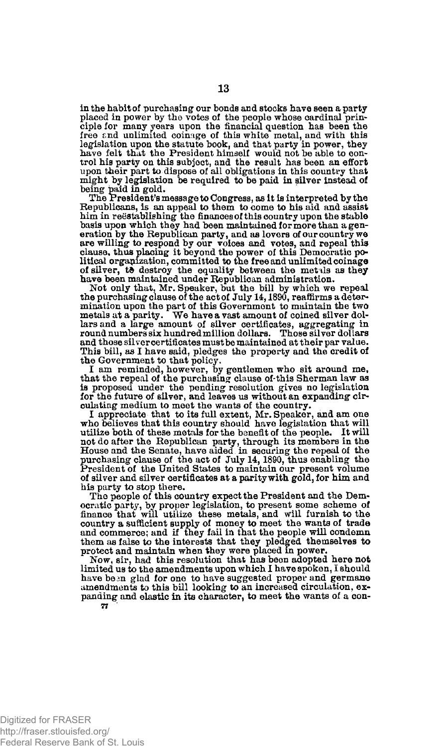in the habit of purchasing our bonds and stocks have seen a party placed in power by the votes of the people whose cardinal principle for many years upon the financial question has been the free and unlimited coinage of this white metal, and with this legislation upon the statute book, and that party in power, they have felt that the President himself would not be able to control his party on this subject, and the result has been an effort upon their part to dispose of all obligations in this country that might by legislation be required to be paid in silver instead of being paid in gold.

The President's message to Congress, as it is interpreted by the Republicans, is an appeal to them to come to his aid and assist him in reëstablishing the finances of this country upon the stable basis upon which they had been maintained for more than a generation by the Republican party, and as lovers of our country we are willing to respond by our voices and votes, and repeal this clause, thus placing it beyond the power of this Democratic political organization, committed to the free and unlimited coinage of silver, to destroy the equality between the metals as they have been maintained under Republican administration.

Not only that, Mr. Speaker, but the bill by which we repeal the purchasing clause of the act of July 14, 1890, reaffirms a determination upon the part of this Government to maintain the two metals at a parity. We have a vast amount of coined silver dollars and a large amount of silver certificates, aggregating in round numbers six hundred million dollars. Those silver dollars and those silver certificates must be maintained at their par value. This bill, as I have said, pledges the property and the credit of the Government to that policy.

I am reminded, however, by gentlemen who sit around me, that the repeal of the purchasing clause of this Sherman law as is proposed under the pending resolution gives no legislation for the future of silver, and leaves us without an expanding circulating medium to meet the wants of the country.

I appreciate that to its full extent, Mr. Speaker, and am one who believes that this country should have legislation that will utilize both of these metals for the benefit of the people. It will not do after the Republican party, through its members in the House and the Senate, have aided in securing the repeal of the purchasing clause of the act of July 14, 1890, thus enabling the President of the United States to maintain our present volume of silver and silver certificates at a parity with gold, for him and his party to stop there.

The people of this country expect the President and the Democratic party, by proper legislation, to present some scheme of finance that will utilize these metals, and will furnish to the country a sufficient supply of money to meet the wants of trade and commerce; and if they fail in that the people will condemn them as false to the interests that they pledged themselves to protect and maintain when they were placed in power.

Now, sir, had this resolution that has been adopted here not limited us to the amendments upon which I have spoken, I should have been glad for one to have suggested proper and germane amendments to this bill looking to an increased circulation, expanding and elastic in its character, to meet the wants of a con-

77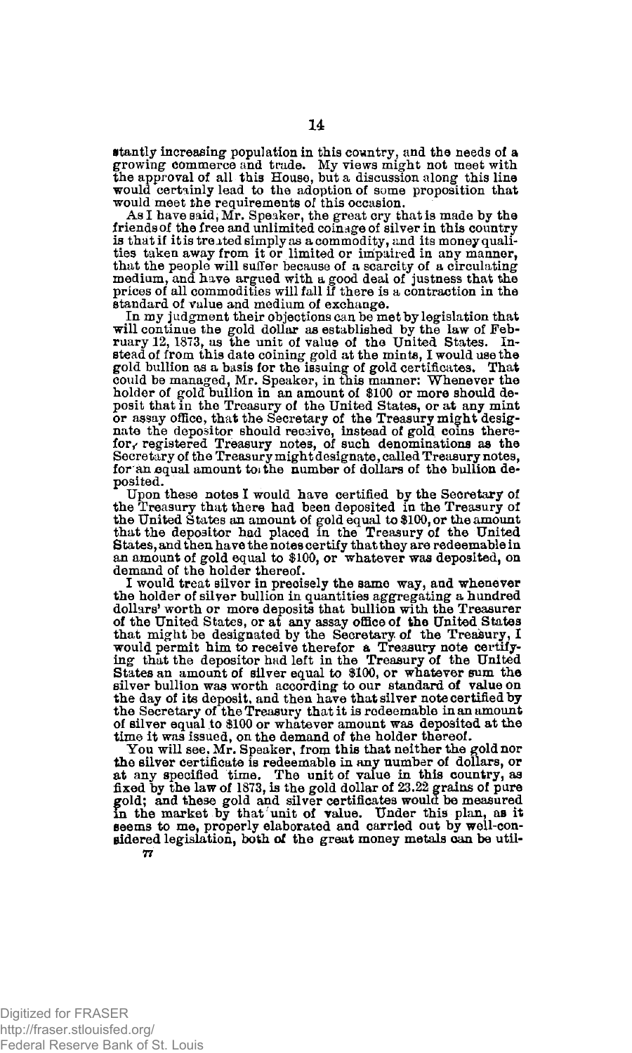stantly increasing population in this country, and the needs of a growing commerce and trade. My views might not meet with the approval of all this House, but a discussion along this line would certainly lead to the adoption of some proposition that would meet the requirements of this occasion.

As I have said, Mr. Speaker, the great cry that is made by the friends of the free and unlimited coinage of silver in this country is that if it is treated simply as a commodity, and its money qualities taken away from it or limited or impaired in any manner, that the people will suffer because of a scarcity of a circulating medium, and have argued with a good deal of justness that the prices of all commodities will fall if there is a contraction in the standard of value and medium of exchange.

In my judgment their objections can be met by legislation that will continue the gold dollar as established by the law of February 12, 1873, as the unit of value of the United States. Instead of from this date coining gold at the mints, I would use the gold bullion as a basis for the issuing of gold certificates. That could be managed, Mr. Speaker, in this manner: Whenever the holder of gold bullion in an amount of $100 or more should deposit that in the Treasury of the United States, or at any mint or assay office, that the Secretary of the Treasury might designate the depositor should receive, instead of gold coins therefor, registered Treasury notes, of such denominations as the Secretary of the Treasury might designate, called Treasury notes, for an equal amount to the number of dollars of the bullion deposited.

Upon these notes I would have certified by the Secretary of the Treasury that there had been deposited in the Treasury of the United States an amount of gold equal to $100, or the amount that the depositor had placed in the Treasury of the United States, and then have the notes certify that they are redeemable in an amount of gold equal to $100, or whatever was deposited, on demand of the holder thereof.

I would treat silver in precisely the same way, and whenever the holder of silver bullion in quantities aggregating a hundred dollars' worth or more deposits that bullion with the Treasurer of the United States, or at any assay office of the United States that might be designated by the Secretary of the Treasury, I would permit him to receive therefor a Treasury note certifying that the depositor had left in the Treasury of the United States an amount of silver equal to $100, or whatever sum the silver bullion was worth according to our standard of value on the day of its deposit, and then have that silver note certified by the Secretary of the Treasury that it is redeemable in an amount of silver equal to $100 or whatever amount was deposited at the time it was issued, on the demand of the holder thereof.

You will see, Mr. Speaker, from this that neither the gold nor the silver certificate is redeemable in any number of dollars, or at any specified time. The unit of value in this country, as fixed by the law of 1873, is the gold dollar of 23.22 grains of pure gold; and these gold and silver certificates would be measured in the market by that unit of value. Under this plan, as it seems to me, properly elaborated and carried out by well-considered legislation, both of the great money metals can be util-

77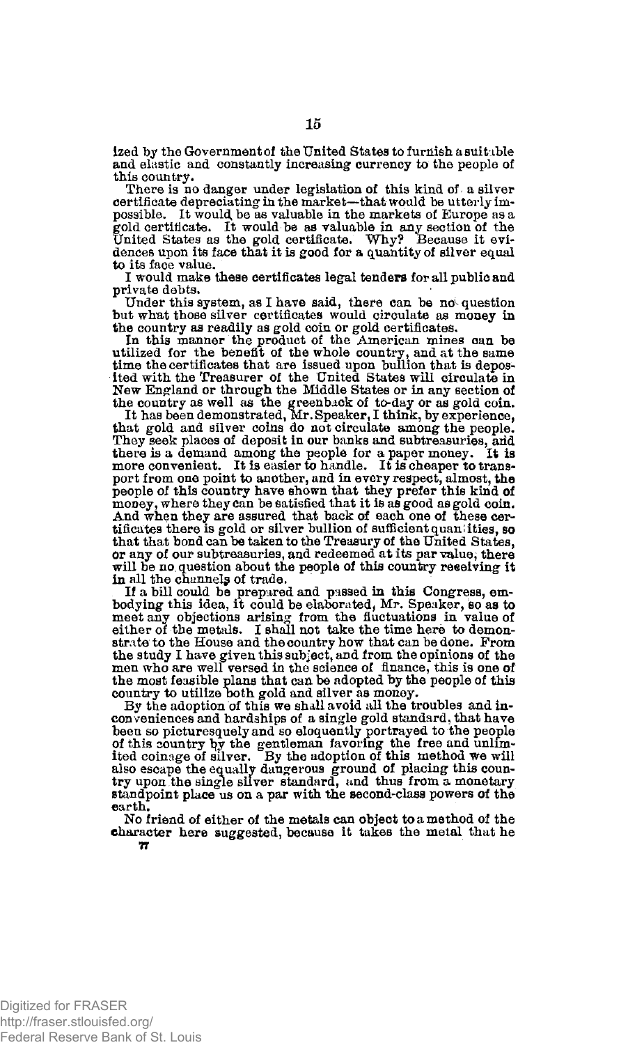ized by the Government of the United States to furnish a suitable and elastic and constantly increasing currency to the people of this country.

There is no danger under legislation of this kind of a silver certificate depreciating in the market—that would be utterly impossible. It would be as valuable in the markets of Europe as a gold certificate. It would be as valuable in any section of the United States as the gold certificate. Why? Because it evidences upon its face that it is good for a quantity of silver equal to its face value.

I would make these certificates legal tenders for all public and private debts.

Under this system, as I have said, there can be no question but what those silver certificates would circulate as money in the country as readily as gold coin or gold certificates.

In this manner the product of the American mines can be utilized for the benefit of the whole country, and at the same time the certificates that are issued upon bullion that is deposited with the Treasurer of the United States will circulate in New England or through the Middle States or in any section of the country as well as the greenback of to-day or as gold coin.

It has been demonstrated, Mr. Speaker, I think, by experience, that gold and silver coins do not circulate among the people. They seek places of deposit in our banks and subtreasuries, and there is a demand among the people for a paper money. It is more convenient. It is easier to handle. It is cheaper to transport from one point to another, and in every respect, almost, the people of this country have shown that they prefer this kind of money, where they can be satisfied that it is as good as gold coin. And when they are assured that back of each one of these certificates there is gold or silver bullion of sufficient quantities, so that that bond can be taken to the Treasury of the United States, or any of our subtreasuries, and redeemed at its par value, there will be no question about the people of this country receiving it in all the channels of trade.

If a bill could be prepared and passed in this Congress, embodying this idea, it could be elaborated, Mr. Speaker, so as to meet any objections arising from the fluctuations in value of either of the metals. I shall not take the time here to demonstrate to the House and the country how that can be done. From the study I have given this subject, and from the opinions of the men who are well versed in the science of finance, this is one of the most feasible plans that can be adopted by the people of this country to utilize both gold and silver as money.

By the adoption of this we shall avoid all the troubles and inconveniences and hardships of a single gold standard, that have been so picturesquely and so eloquently portrayed to the people of this country by the gentleman favoring the free and unlimited coinage of silver. By the adoption of this method we will also escape the equally dangerous ground of placing this country upon the single silver standard, and thus from a monetary standpoint place us on a par with the second-class powers of the earth.

No friend of either of the metals can object to a method of the character here suggested, because it takes the metal that he

77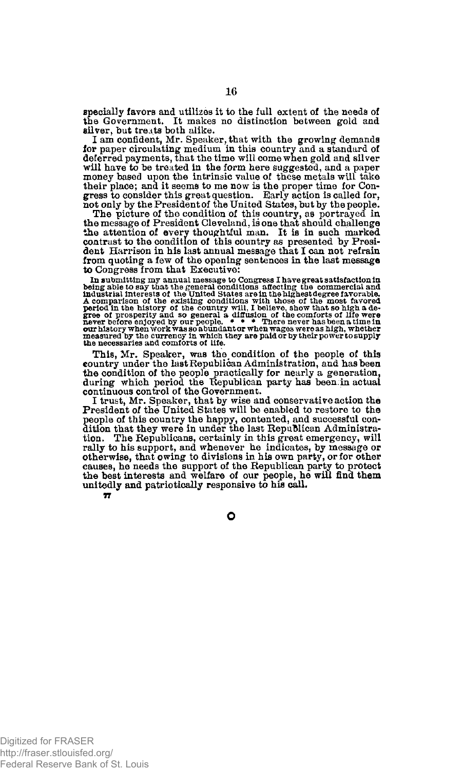specially favors and utilizes it to the full extent of the needs of the Government. It makes no distinction between gold and silver, but treats both alike.

I am confident, Mr. Speaker, that with the growing demands for paper circulating medium in this country and a standard of deferred payments, that the time will come when gold and silver will have to be treated in the form here suggested, and a paper money based upon the intrinsic value of these metals will take their place; and it seems to me now is the proper time for Congress to consider this great question. Early action is called for, not only by the President of the United States, but by the people.

The picture of the condition of this country, as portrayed in the message of President Cleveland, is one that should challenge the attention of every thoughtful man. It is in such marked contrast to the condition of this country as presented by President Harrison in his last annual message that I can not refrain from quoting a few of the opening sentences in the last message to Congress from that Executive:

> In submitting my annual message to Congress I have great satisfaction in being able to say that the general conditions affecting the commercial and industrial interests of the United States are in the highest degree favorable. A comparison of the existing conditions with those of the most favored period in the history of the country will, I believe, show that so high a degree of prosperity and so general a diffusion of the comforts of life were never before enjoyed by our people. * * * There never has been a time in our history when work was so abundant or when wages were as high, whether measured by the currency in which they are paid or by their power to supply the necessaries and comforts of life.

This, Mr. Speaker, was the condition of the people of this country under the last Republican Administration, and has been the condition of the people practically for nearly a generation, during which period the Republican party has been in actual continuous control of the Government.

I trust, Mr. Speaker, that by wise and conservative action the President of the United States will be enabled to restore to the people of this country the happy, contented, and successful condition that they were in under the last Republican Administration. The Republicans, certainly in this great emergency, will rally to his support, and whenever he indicates, by message or otherwise, that owing to divisions in his own party, or for other causes, he needs the support of the Republican party to protect the best interests and welfare of our people, he will find them unitedly and patriotically responsive to his call.

77

O